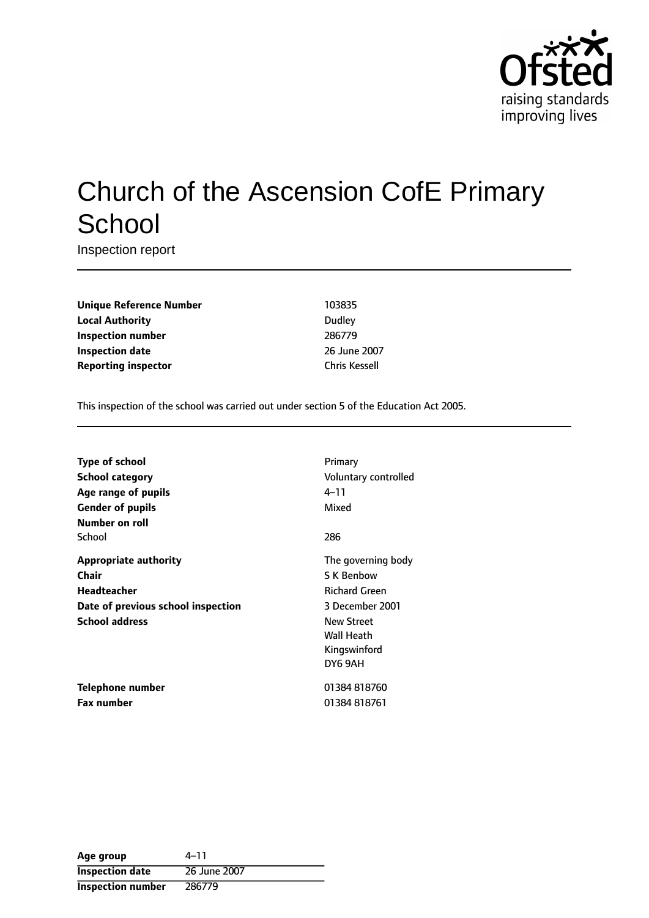# Church of the Ascension CofE Primary School

Inspection report

| | |
|---|---|
| **Unique Reference Number** | 103835 |
| **Local Authority** | Dudley |
| **Inspection number** | 286779 |
| **Inspection date** | 26 June 2007 |
| **Reporting inspector** | Chris Kessell |

This inspection of the school was carried out under section 5 of the Education Act 2005.

| | |
|---|---|
| **Type of school** | Primary |
| **School category** | Voluntary controlled |
| **Age range of pupils** | 4–11 |
| **Gender of pupils** | Mixed |
| **Number on roll** | |
| School | 286 |
| **Appropriate authority** | The governing body |
| **Chair** | S K Benbow |
| **Headteacher** | Richard Green |
| **Date of previous school inspection** | 3 December 2001 |
| **School address** | New Street<br>Wall Heath<br>Kingswinford<br>DY6 9AH |
| **Telephone number** | 01384 818760 |
| **Fax number** | 01384 818761 |

| | |
|---|---|
| **Age group** | 4–11 |
| **Inspection date** | 26 June 2007 |
| **Inspection number** | 286779 |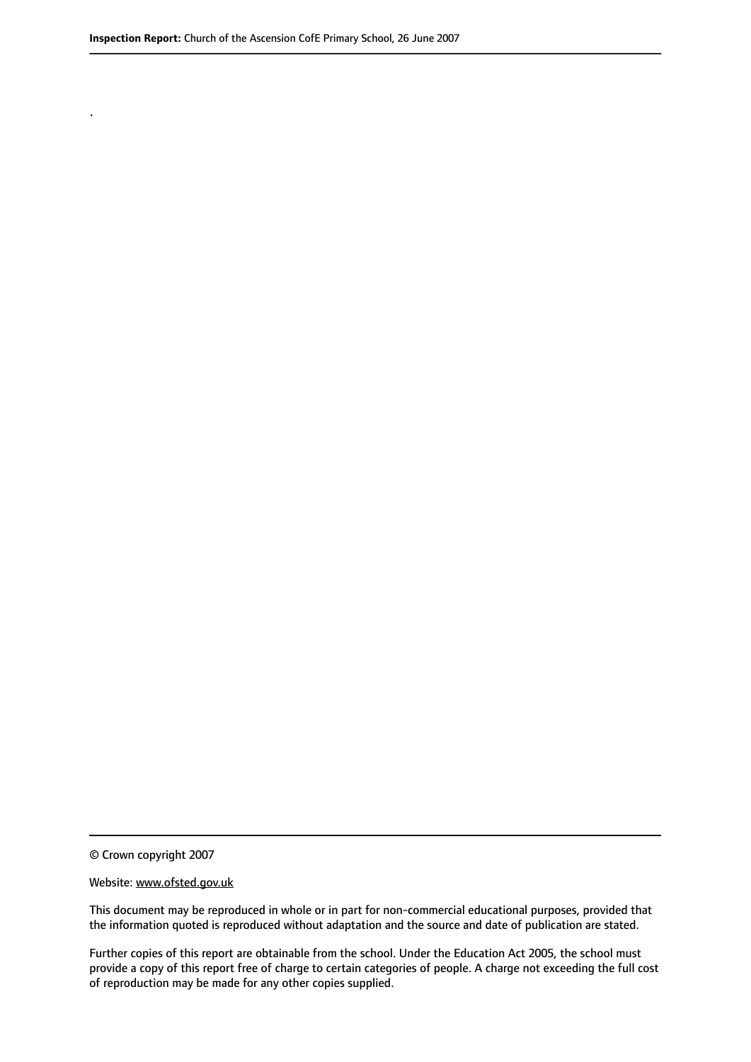.

© Crown copyright 2007

Website: www.ofsted.gov.uk

This document may be reproduced in whole or in part for non-commercial educational purposes, provided that the information quoted is reproduced without adaptation and the source and date of publication are stated.

Further copies of this report are obtainable from the school. Under the Education Act 2005, the school must provide a copy of this report free of charge to certain categories of people. A charge not exceeding the full cost of reproduction may be made for any other copies supplied.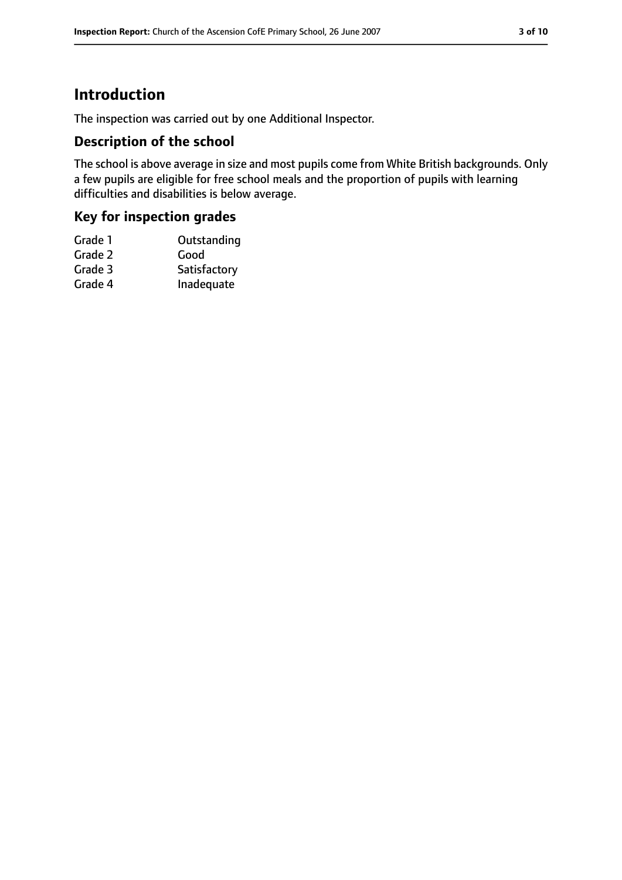# Introduction

The inspection was carried out by one Additional Inspector.

## Description of the school

The school is above average in size and most pupils come from White British backgrounds. Only a few pupils are eligible for free school meals and the proportion of pupils with learning difficulties and disabilities is below average.

## Key for inspection grades

| | |
|---|---|
| Grade 1 | Outstanding |
| Grade 2 | Good |
| Grade 3 | Satisfactory |
| Grade 4 | Inadequate |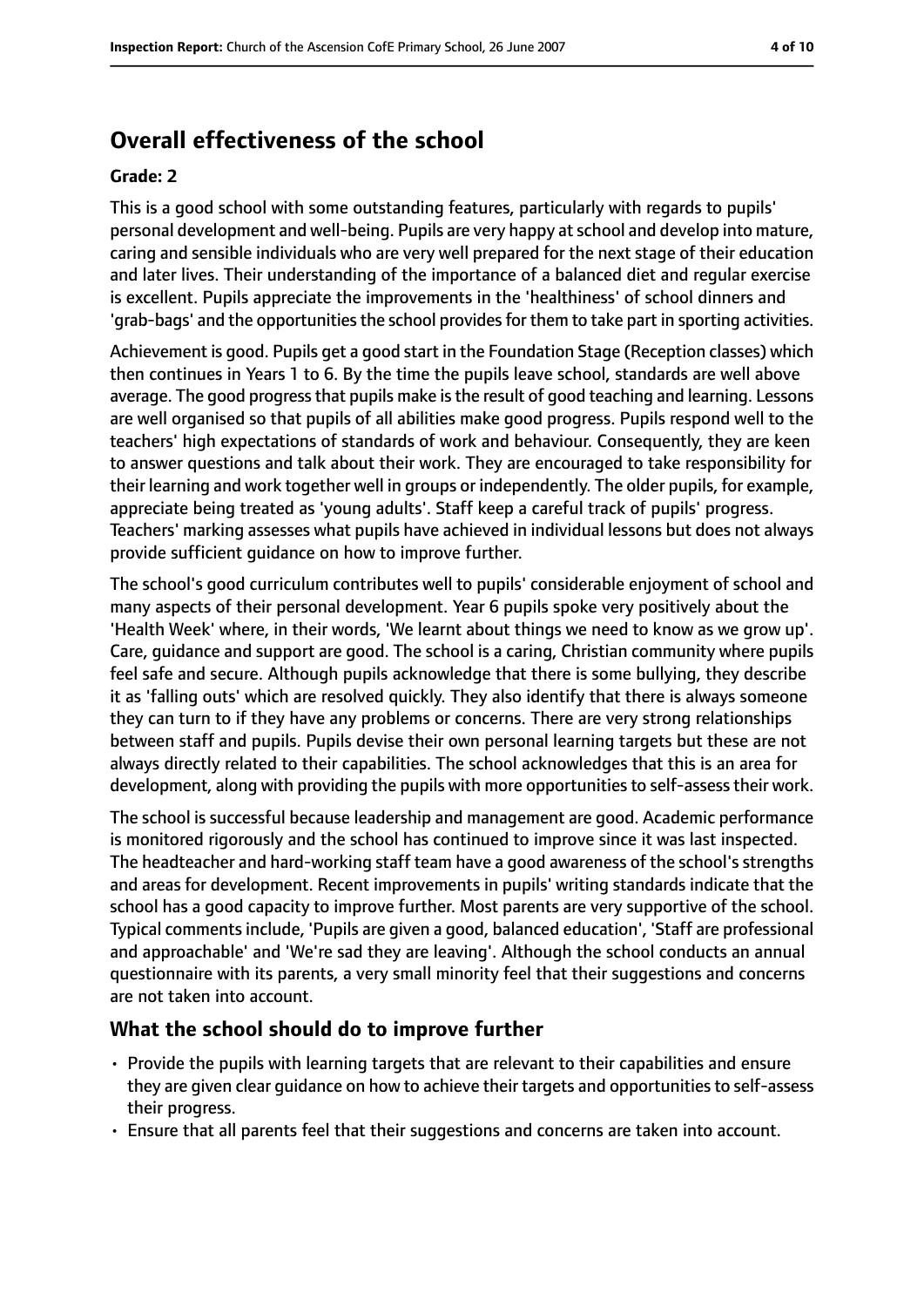## Overall effectiveness of the school

### Grade: 2

This is a good school with some outstanding features, particularly with regards to pupils' personal development and well-being. Pupils are very happy at school and develop into mature, caring and sensible individuals who are very well prepared for the next stage of their education and later lives. Their understanding of the importance of a balanced diet and regular exercise is excellent. Pupils appreciate the improvements in the 'healthiness' of school dinners and 'grab-bags' and the opportunities the school provides for them to take part in sporting activities.

Achievement is good. Pupils get a good start in the Foundation Stage (Reception classes) which then continues in Years 1 to 6. By the time the pupils leave school, standards are well above average. The good progress that pupils make is the result of good teaching and learning. Lessons are well organised so that pupils of all abilities make good progress. Pupils respond well to the teachers' high expectations of standards of work and behaviour. Consequently, they are keen to answer questions and talk about their work. They are encouraged to take responsibility for their learning and work together well in groups or independently. The older pupils, for example, appreciate being treated as 'young adults'. Staff keep a careful track of pupils' progress. Teachers' marking assesses what pupils have achieved in individual lessons but does not always provide sufficient guidance on how to improve further.

The school's good curriculum contributes well to pupils' considerable enjoyment of school and many aspects of their personal development. Year 6 pupils spoke very positively about the 'Health Week' where, in their words, 'We learnt about things we need to know as we grow up'. Care, guidance and support are good. The school is a caring, Christian community where pupils feel safe and secure. Although pupils acknowledge that there is some bullying, they describe it as 'falling outs' which are resolved quickly. They also identify that there is always someone they can turn to if they have any problems or concerns. There are very strong relationships between staff and pupils. Pupils devise their own personal learning targets but these are not always directly related to their capabilities. The school acknowledges that this is an area for development, along with providing the pupils with more opportunities to self-assess their work.

The school is successful because leadership and management are good. Academic performance is monitored rigorously and the school has continued to improve since it was last inspected. The headteacher and hard-working staff team have a good awareness of the school's strengths and areas for development. Recent improvements in pupils' writing standards indicate that the school has a good capacity to improve further. Most parents are very supportive of the school. Typical comments include, 'Pupils are given a good, balanced education', 'Staff are professional and approachable' and 'We're sad they are leaving'. Although the school conducts an annual questionnaire with its parents, a very small minority feel that their suggestions and concerns are not taken into account.

### What the school should do to improve further

- Provide the pupils with learning targets that are relevant to their capabilities and ensure they are given clear guidance on how to achieve their targets and opportunities to self-assess their progress.
- Ensure that all parents feel that their suggestions and concerns are taken into account.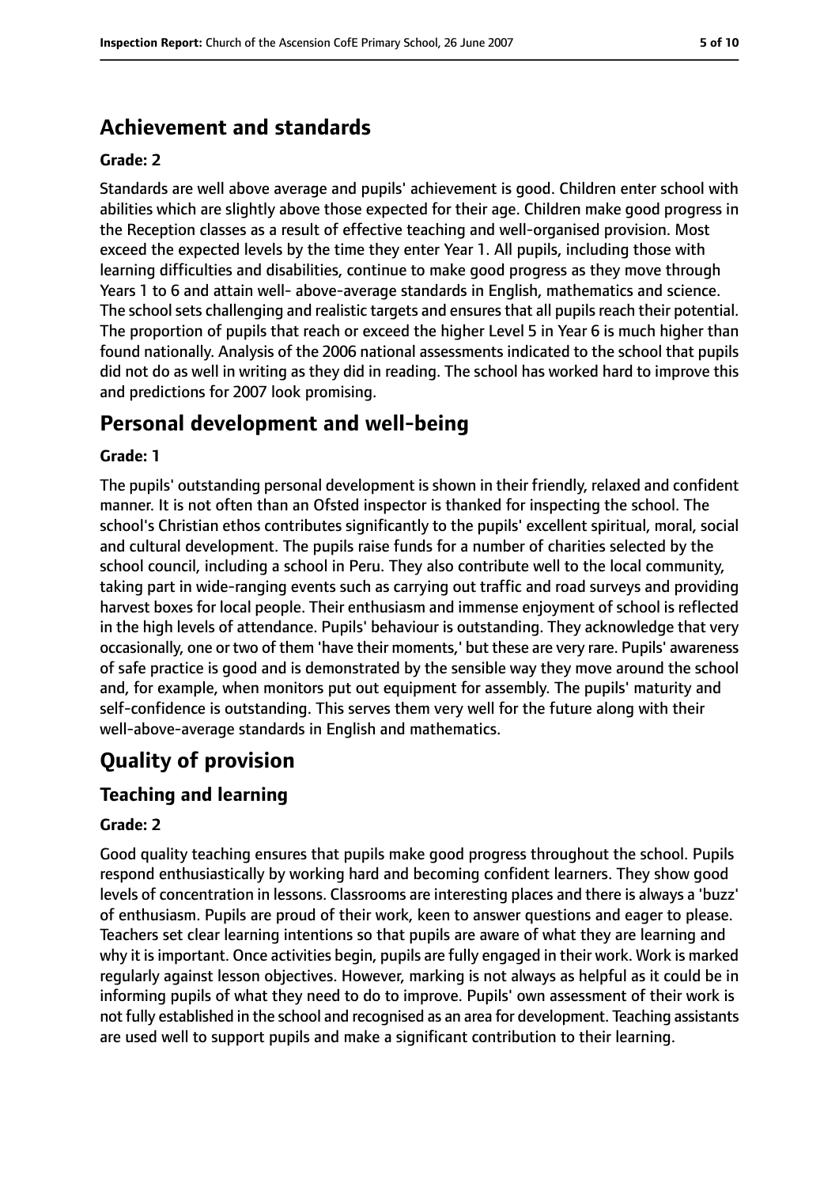## Achievement and standards

### Grade: 2

Standards are well above average and pupils' achievement is good. Children enter school with abilities which are slightly above those expected for their age. Children make good progress in the Reception classes as a result of effective teaching and well-organised provision. Most exceed the expected levels by the time they enter Year 1. All pupils, including those with learning difficulties and disabilities, continue to make good progress as they move through Years 1 to 6 and attain well- above-average standards in English, mathematics and science. The school sets challenging and realistic targets and ensures that all pupils reach their potential. The proportion of pupils that reach or exceed the higher Level 5 in Year 6 is much higher than found nationally. Analysis of the 2006 national assessments indicated to the school that pupils did not do as well in writing as they did in reading. The school has worked hard to improve this and predictions for 2007 look promising.

## Personal development and well-being

### Grade: 1

The pupils' outstanding personal development is shown in their friendly, relaxed and confident manner. It is not often than an Ofsted inspector is thanked for inspecting the school. The school's Christian ethos contributes significantly to the pupils' excellent spiritual, moral, social and cultural development. The pupils raise funds for a number of charities selected by the school council, including a school in Peru. They also contribute well to the local community, taking part in wide-ranging events such as carrying out traffic and road surveys and providing harvest boxes for local people. Their enthusiasm and immense enjoyment of school is reflected in the high levels of attendance. Pupils' behaviour is outstanding. They acknowledge that very occasionally, one or two of them 'have their moments,' but these are very rare. Pupils' awareness of safe practice is good and is demonstrated by the sensible way they move around the school and, for example, when monitors put out equipment for assembly. The pupils' maturity and self-confidence is outstanding. This serves them very well for the future along with their well-above-average standards in English and mathematics.

# Quality of provision

## Teaching and learning

### Grade: 2

Good quality teaching ensures that pupils make good progress throughout the school. Pupils respond enthusiastically by working hard and becoming confident learners. They show good levels of concentration in lessons. Classrooms are interesting places and there is always a 'buzz' of enthusiasm. Pupils are proud of their work, keen to answer questions and eager to please. Teachers set clear learning intentions so that pupils are aware of what they are learning and why it is important. Once activities begin, pupils are fully engaged in their work. Work is marked regularly against lesson objectives. However, marking is not always as helpful as it could be in informing pupils of what they need to do to improve. Pupils' own assessment of their work is not fully established in the school and recognised as an area for development. Teaching assistants are used well to support pupils and make a significant contribution to their learning.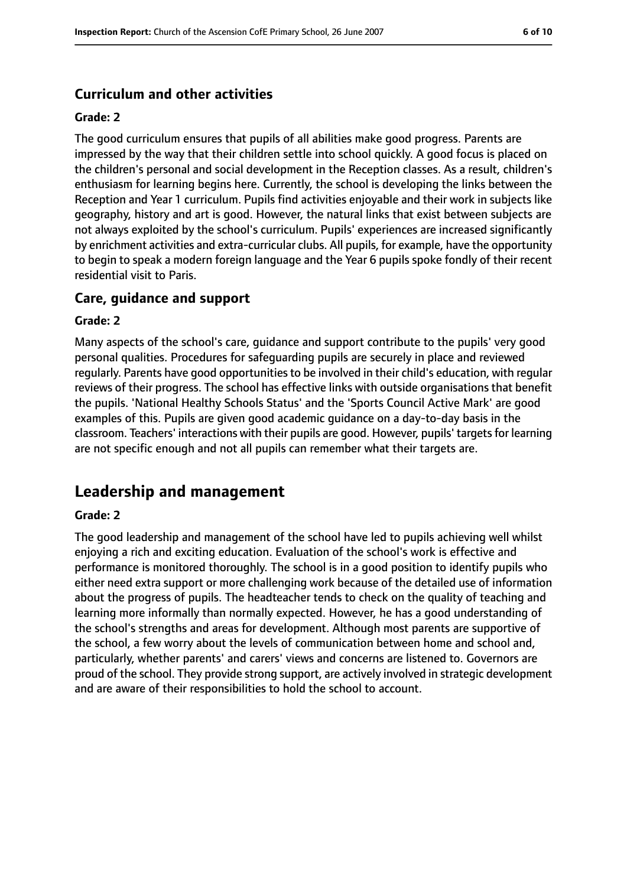### Curriculum and other activities

#### Grade: 2

The good curriculum ensures that pupils of all abilities make good progress. Parents are impressed by the way that their children settle into school quickly. A good focus is placed on the children's personal and social development in the Reception classes. As a result, children's enthusiasm for learning begins here. Currently, the school is developing the links between the Reception and Year 1 curriculum. Pupils find activities enjoyable and their work in subjects like geography, history and art is good. However, the natural links that exist between subjects are not always exploited by the school's curriculum. Pupils' experiences are increased significantly by enrichment activities and extra-curricular clubs. All pupils, for example, have the opportunity to begin to speak a modern foreign language and the Year 6 pupils spoke fondly of their recent residential visit to Paris.

### Care, guidance and support

#### Grade: 2

Many aspects of the school's care, guidance and support contribute to the pupils' very good personal qualities. Procedures for safeguarding pupils are securely in place and reviewed regularly. Parents have good opportunities to be involved in their child's education, with regular reviews of their progress. The school has effective links with outside organisations that benefit the pupils. 'National Healthy Schools Status' and the 'Sports Council Active Mark' are good examples of this. Pupils are given good academic guidance on a day-to-day basis in the classroom. Teachers' interactions with their pupils are good. However, pupils' targets for learning are not specific enough and not all pupils can remember what their targets are.

## Leadership and management

#### Grade: 2

The good leadership and management of the school have led to pupils achieving well whilst enjoying a rich and exciting education. Evaluation of the school's work is effective and performance is monitored thoroughly. The school is in a good position to identify pupils who either need extra support or more challenging work because of the detailed use of information about the progress of pupils. The headteacher tends to check on the quality of teaching and learning more informally than normally expected. However, he has a good understanding of the school's strengths and areas for development. Although most parents are supportive of the school, a few worry about the levels of communication between home and school and, particularly, whether parents' and carers' views and concerns are listened to. Governors are proud of the school. They provide strong support, are actively involved in strategic development and are aware of their responsibilities to hold the school to account.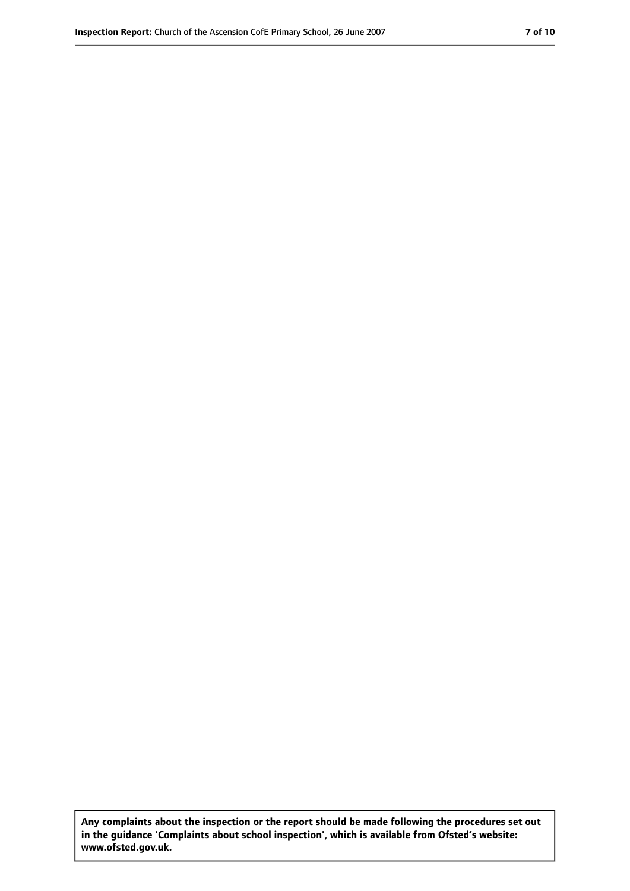**Any complaints about the inspection or the report should be made following the procedures set out in the guidance 'Complaints about school inspection', which is available from Ofsted's website: www.ofsted.gov.uk.**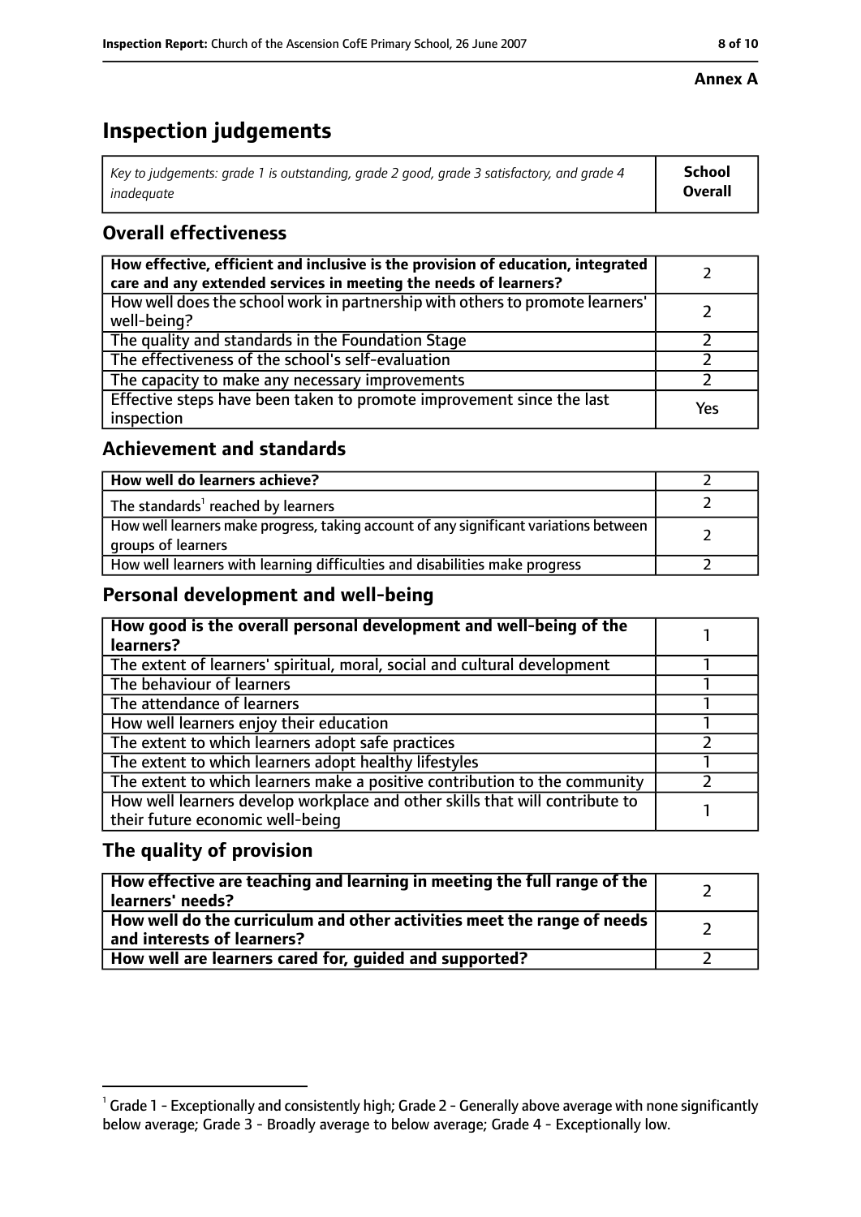**Annex A**

# Inspection judgements

| *Key to judgements: grade 1 is outstanding, grade 2 good, grade 3 satisfactory, and grade 4 inadequate* | **School Overall** |
|---|---|

## Overall effectiveness

| | |
|---|---|
| **How effective, efficient and inclusive is the provision of education, integrated care and any extended services in meeting the needs of learners?** | 2 |
| How well does the school work in partnership with others to promote learners' well-being? | 2 |
| The quality and standards in the Foundation Stage | 2 |
| The effectiveness of the school's self-evaluation | 2 |
| The capacity to make any necessary improvements | 2 |
| Effective steps have been taken to promote improvement since the last inspection | Yes |

## Achievement and standards

| | |
|---|---|
| **How well do learners achieve?** | 2 |
| The standards[1] reached by learners | 2 |
| How well learners make progress, taking account of any significant variations between groups of learners | 2 |
| How well learners with learning difficulties and disabilities make progress | 2 |

## Personal development and well-being

| | |
|---|---|
| **How good is the overall personal development and well-being of the learners?** | 1 |
| The extent of learners' spiritual, moral, social and cultural development | 1 |
| The behaviour of learners | 1 |
| The attendance of learners | 1 |
| How well learners enjoy their education | 1 |
| The extent to which learners adopt safe practices | 2 |
| The extent to which learners adopt healthy lifestyles | 1 |
| The extent to which learners make a positive contribution to the community | 2 |
| How well learners develop workplace and other skills that will contribute to their future economic well-being | 1 |

## The quality of provision

| | |
|---|---|
| **How effective are teaching and learning in meeting the full range of the learners' needs?** | 2 |
| **How well do the curriculum and other activities meet the range of needs and interests of learners?** | 2 |
| **How well are learners cared for, guided and supported?** | 2 |

[1] Grade 1 - Exceptionally and consistently high; Grade 2 - Generally above average with none significantly below average; Grade 3 - Broadly average to below average; Grade 4 - Exceptionally low.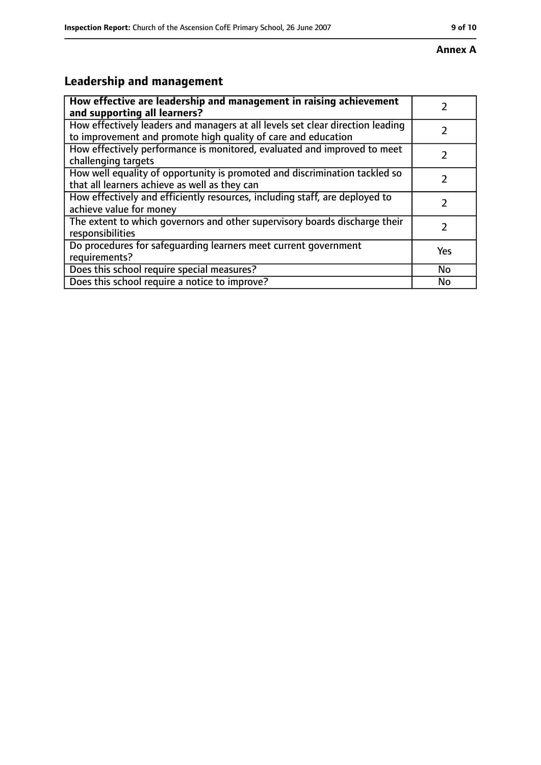**Annex A**

## Leadership and management

| How effective are leadership and management in raising achievement and supporting all learners? | 2 |
|---|---|
| How effectively leaders and managers at all levels set clear direction leading to improvement and promote high quality of care and education | 2 |
| How effectively performance is monitored, evaluated and improved to meet challenging targets | 2 |
| How well equality of opportunity is promoted and discrimination tackled so that all learners achieve as well as they can | 2 |
| How effectively and efficiently resources, including staff, are deployed to achieve value for money | 2 |
| The extent to which governors and other supervisory boards discharge their responsibilities | 2 |
| Do procedures for safeguarding learners meet current government requirements? | Yes |
| Does this school require special measures? | No |
| Does this school require a notice to improve? | No |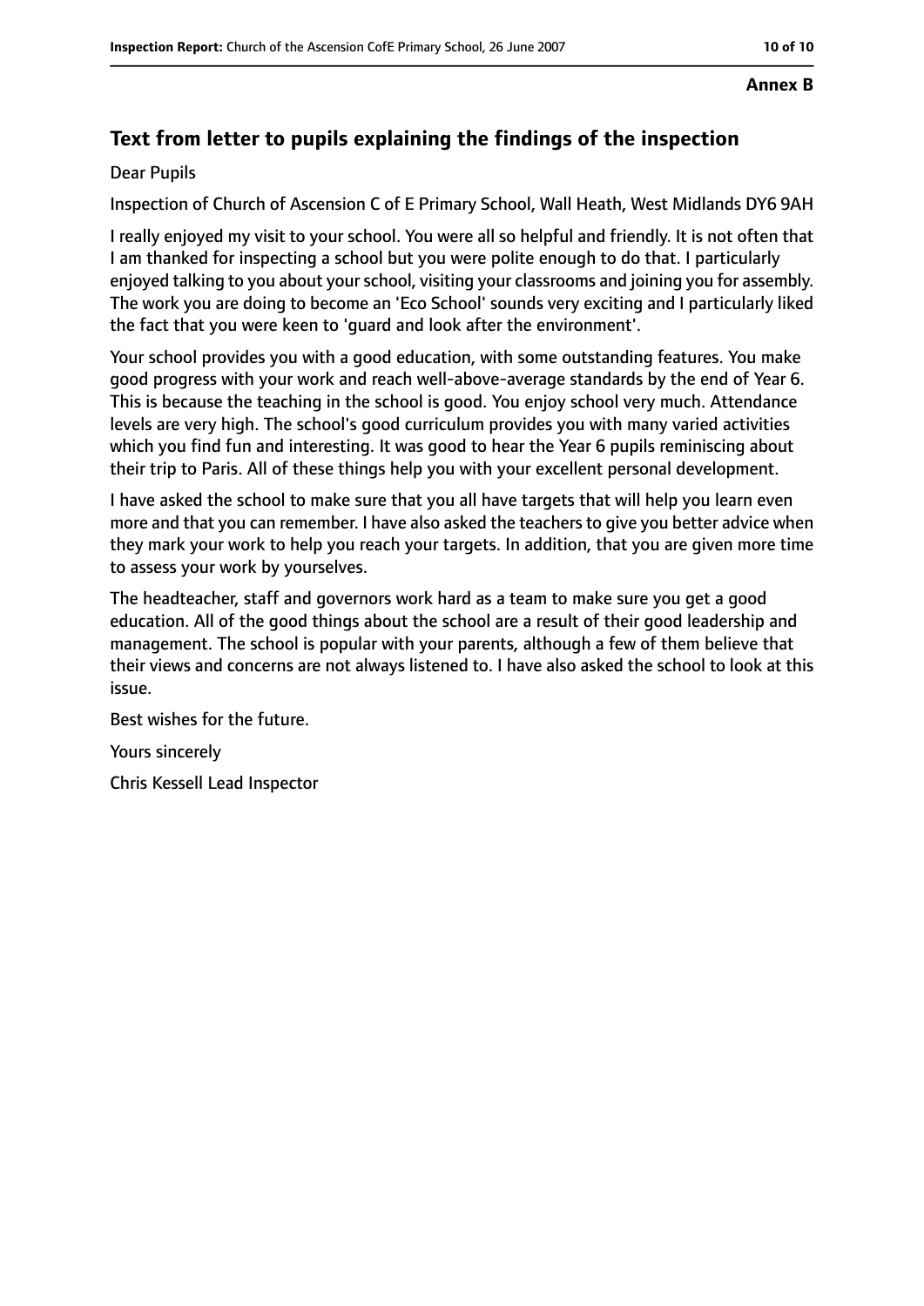**Annex B**

## Text from letter to pupils explaining the findings of the inspection

Dear Pupils

Inspection of Church of Ascension C of E Primary School, Wall Heath, West Midlands DY6 9AH

I really enjoyed my visit to your school. You were all so helpful and friendly. It is not often that I am thanked for inspecting a school but you were polite enough to do that. I particularly enjoyed talking to you about your school, visiting your classrooms and joining you for assembly. The work you are doing to become an 'Eco School' sounds very exciting and I particularly liked the fact that you were keen to 'guard and look after the environment'.

Your school provides you with a good education, with some outstanding features. You make good progress with your work and reach well-above-average standards by the end of Year 6. This is because the teaching in the school is good. You enjoy school very much. Attendance levels are very high. The school's good curriculum provides you with many varied activities which you find fun and interesting. It was good to hear the Year 6 pupils reminiscing about their trip to Paris. All of these things help you with your excellent personal development.

I have asked the school to make sure that you all have targets that will help you learn even more and that you can remember. I have also asked the teachers to give you better advice when they mark your work to help you reach your targets. In addition, that you are given more time to assess your work by yourselves.

The headteacher, staff and governors work hard as a team to make sure you get a good education. All of the good things about the school are a result of their good leadership and management. The school is popular with your parents, although a few of them believe that their views and concerns are not always listened to. I have also asked the school to look at this issue.

Best wishes for the future.

Yours sincerely

Chris Kessell Lead Inspector